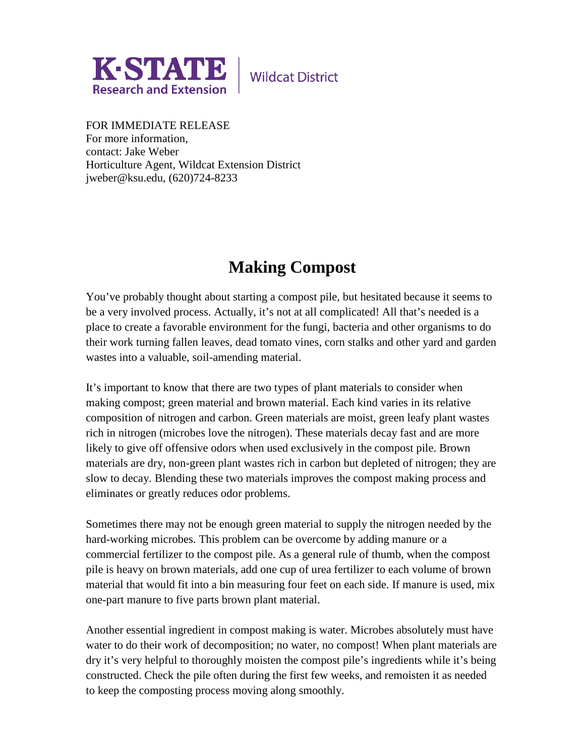K·STATE Research and Extension | Wildcat District

FOR IMMEDIATE RELEASE
For more information,
contact: Jake Weber
Horticulture Agent, Wildcat Extension District
jweber@ksu.edu, (620)724-8233

# Making Compost

You've probably thought about starting a compost pile, but hesitated because it seems to be a very involved process. Actually, it's not at all complicated! All that's needed is a place to create a favorable environment for the fungi, bacteria and other organisms to do their work turning fallen leaves, dead tomato vines, corn stalks and other yard and garden wastes into a valuable, soil-amending material.

It's important to know that there are two types of plant materials to consider when making compost; green material and brown material. Each kind varies in its relative composition of nitrogen and carbon. Green materials are moist, green leafy plant wastes rich in nitrogen (microbes love the nitrogen). These materials decay fast and are more likely to give off offensive odors when used exclusively in the compost pile. Brown materials are dry, non-green plant wastes rich in carbon but depleted of nitrogen; they are slow to decay. Blending these two materials improves the compost making process and eliminates or greatly reduces odor problems.

Sometimes there may not be enough green material to supply the nitrogen needed by the hard-working microbes. This problem can be overcome by adding manure or a commercial fertilizer to the compost pile. As a general rule of thumb, when the compost pile is heavy on brown materials, add one cup of urea fertilizer to each volume of brown material that would fit into a bin measuring four feet on each side. If manure is used, mix one-part manure to five parts brown plant material.

Another essential ingredient in compost making is water. Microbes absolutely must have water to do their work of decomposition; no water, no compost! When plant materials are dry it's very helpful to thoroughly moisten the compost pile's ingredients while it's being constructed. Check the pile often during the first few weeks, and remoisten it as needed to keep the composting process moving along smoothly.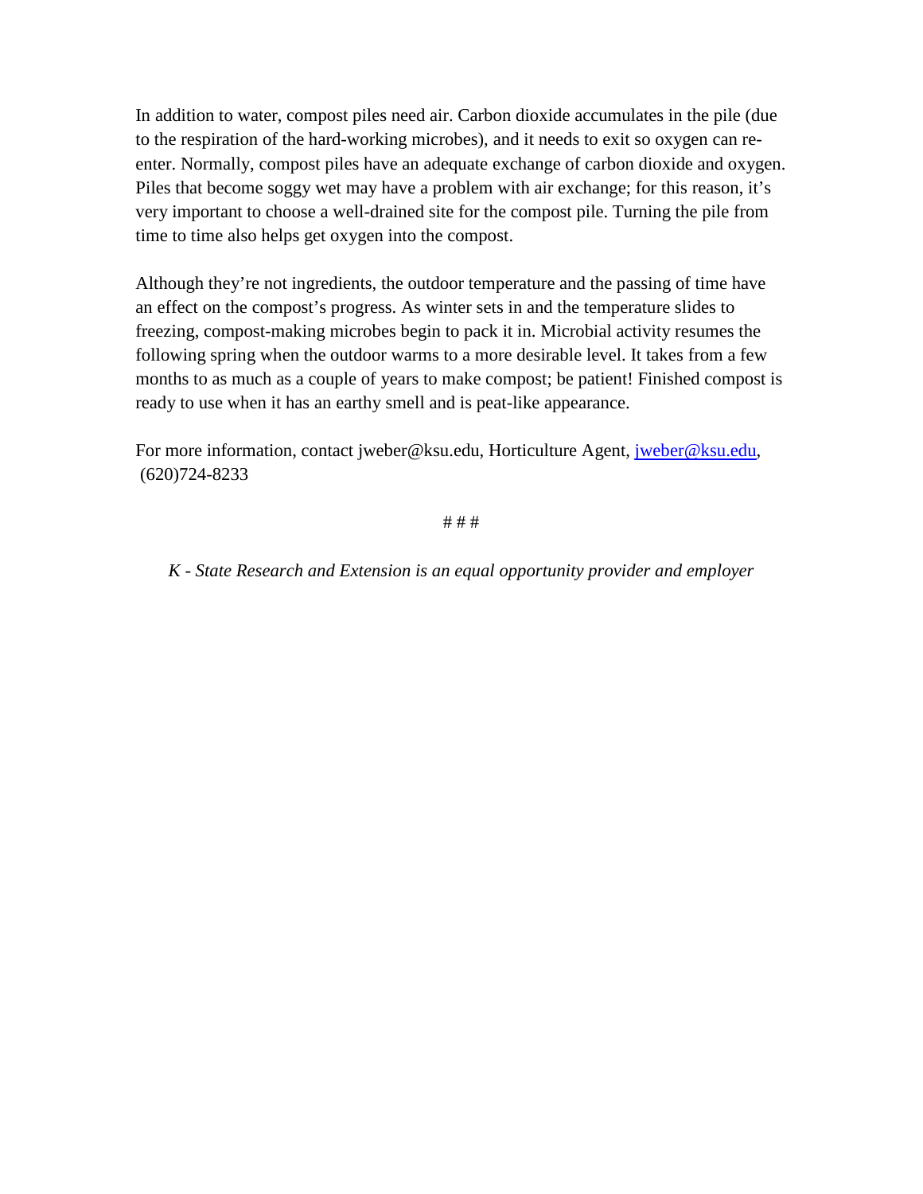In addition to water, compost piles need air. Carbon dioxide accumulates in the pile (due to the respiration of the hard-working microbes), and it needs to exit so oxygen can re-enter. Normally, compost piles have an adequate exchange of carbon dioxide and oxygen. Piles that become soggy wet may have a problem with air exchange; for this reason, it's very important to choose a well-drained site for the compost pile. Turning the pile from time to time also helps get oxygen into the compost.

Although they're not ingredients, the outdoor temperature and the passing of time have an effect on the compost's progress. As winter sets in and the temperature slides to freezing, compost-making microbes begin to pack it in. Microbial activity resumes the following spring when the outdoor warms to a more desirable level. It takes from a few months to as much as a couple of years to make compost; be patient! Finished compost is ready to use when it has an earthy smell and is peat-like appearance.

For more information, contact jweber@ksu.edu, Horticulture Agent, [jweber@ksu.edu](mailto:jweber@ksu.edu), (620)724-8233

# # #

*K - State Research and Extension is an equal opportunity provider and employer*